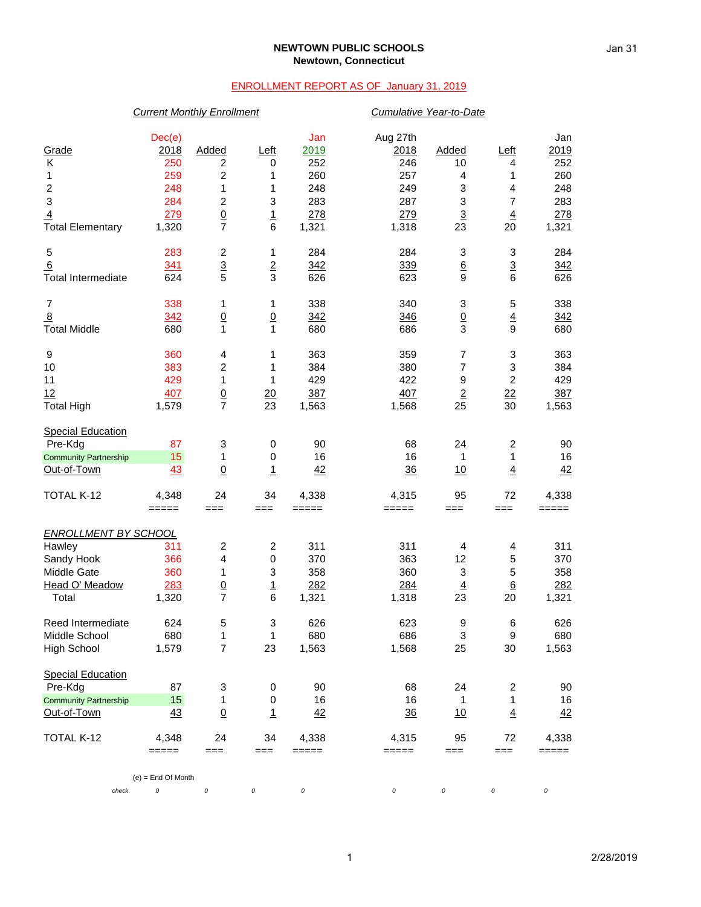# NEWTOWN PUBLIC SCHOOLS
## Newtown, Connecticut

ENROLLMENT REPORT AS OF January 31, 2019

| | *Current Monthly Enrollment* | | | | *Cumulative Year-to-Date* | | | |
|---|---|---|---|---|---|---|---|---|
| Grade | Dec(e) 2018 | Added | Left | Jan 2019 | Aug 27th 2018 | Added | Left | Jan 2019 |
| K | 250 | 2 | 0 | 252 | 246 | 10 | 4 | 252 |
| 1 | 259 | 2 | 1 | 260 | 257 | 4 | 1 | 260 |
| 2 | 248 | 1 | 1 | 248 | 249 | 3 | 4 | 248 |
| 3 | 284 | 2 | 3 | 283 | 287 | 3 | 7 | 283 |
| 4 | 279 | 0 | 1 | 278 | 279 | 3 | 4 | 278 |
| Total Elementary | 1,320 | 7 | 6 | 1,321 | 1,318 | 23 | 20 | 1,321 |
| 5 | 283 | 2 | 1 | 284 | 284 | 3 | 3 | 284 |
| 6 | 341 | 3 | 2 | 342 | 339 | 6 | 3 | 342 |
| Total Intermediate | 624 | 5 | 3 | 626 | 623 | 9 | 6 | 626 |
| 7 | 338 | 1 | 1 | 338 | 340 | 3 | 5 | 338 |
| 8 | 342 | 0 | 0 | 342 | 346 | 0 | 4 | 342 |
| Total Middle | 680 | 1 | 1 | 680 | 686 | 3 | 9 | 680 |
| 9 | 360 | 4 | 1 | 363 | 359 | 7 | 3 | 363 |
| 10 | 383 | 2 | 1 | 384 | 380 | 7 | 3 | 384 |
| 11 | 429 | 1 | 1 | 429 | 422 | 9 | 2 | 429 |
| 12 | 407 | 0 | 20 | 387 | 407 | 2 | 22 | 387 |
| Total High | 1,579 | 7 | 23 | 1,563 | 1,568 | 25 | 30 | 1,563 |
| Special Education | | | | | | | | |
| Pre-Kdg | 87 | 3 | 0 | 90 | 68 | 24 | 2 | 90 |
| Community Partnership | 15 | 1 | 0 | 16 | 16 | 1 | 1 | 16 |
| Out-of-Town | 43 | 0 | 1 | 42 | 36 | 10 | 4 | 42 |
| TOTAL K-12 | 4,348 | 24 | 34 | 4,338 | 4,315 | 95 | 72 | 4,338 |

| *ENROLLMENT BY SCHOOL* | Dec(e) 2018 | Added | Left | Jan 2019 | Aug 27th 2018 | Added | Left | Jan 2019 |
|---|---|---|---|---|---|---|---|---|
| Hawley | 311 | 2 | 2 | 311 | 311 | 4 | 4 | 311 |
| Sandy Hook | 366 | 4 | 0 | 370 | 363 | 12 | 5 | 370 |
| Middle Gate | 360 | 1 | 3 | 358 | 360 | 3 | 5 | 358 |
| Head O' Meadow | 283 | 0 | 1 | 282 | 284 | 4 | 6 | 282 |
| Total | 1,320 | 7 | 6 | 1,321 | 1,318 | 23 | 20 | 1,321 |
| Reed Intermediate | 624 | 5 | 3 | 626 | 623 | 9 | 6 | 626 |
| Middle School | 680 | 1 | 1 | 680 | 686 | 3 | 9 | 680 |
| High School | 1,579 | 7 | 23 | 1,563 | 1,568 | 25 | 30 | 1,563 |
| Special Education | | | | | | | | |
| Pre-Kdg | 87 | 3 | 0 | 90 | 68 | 24 | 2 | 90 |
| Community Partnership | 15 | 1 | 0 | 16 | 16 | 1 | 1 | 16 |
| Out-of-Town | 43 | 0 | 1 | 42 | 36 | 10 | 4 | 42 |
| TOTAL K-12 | 4,348 | 24 | 34 | 4,338 | 4,315 | 95 | 72 | 4,338 |
| *check* | 0 | 0 | 0 | 0 | 0 | 0 | 0 | 0 |

(e) = End Of Month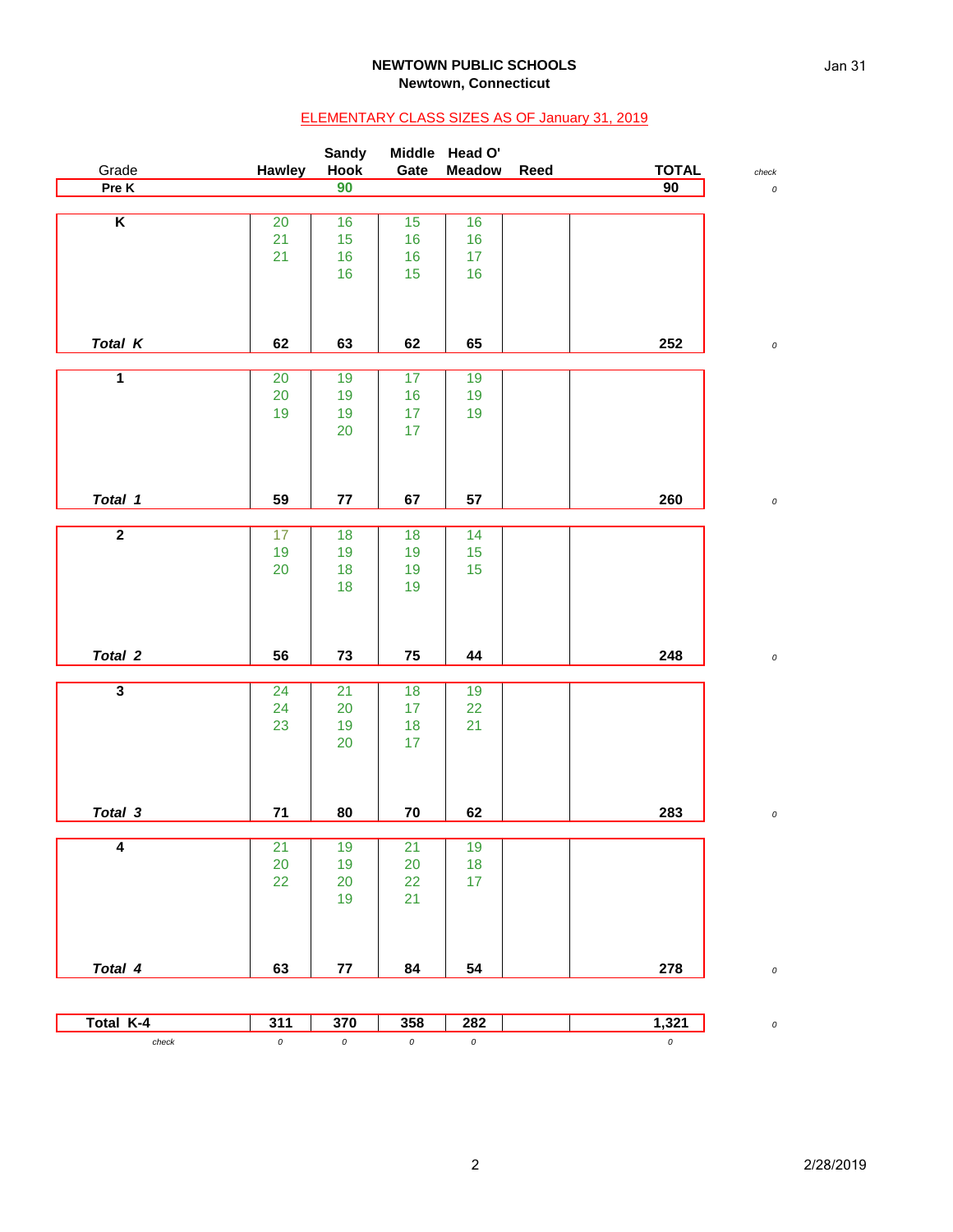**NEWTOWN PUBLIC SCHOOLS**
**Newtown, Connecticut**

Jan 31

ELEMENTARY CLASS SIZES AS OF January 31, 2019

| Grade | Hawley | Sandy Hook | Middle Gate | Head O' Meadow | Reed | TOTAL | check |
|---|---|---|---|---|---|---|---|
| **Pre K** | | 90 | | | | **90** | 0 |
| **K** | 20 | 16 | 15 | 16 | | | |
| | 21 | 15 | 16 | 16 | | | |
| | 21 | 16 | 16 | 17 | | | |
| | | 16 | 15 | 16 | | | |
| ***Total K*** | **62** | **63** | **62** | **65** | | **252** | 0 |
| **1** | 20 | 19 | 17 | 19 | | | |
| | 20 | 19 | 16 | 19 | | | |
| | 19 | 19 | 17 | 19 | | | |
| | | 20 | 17 | | | | |
| ***Total 1*** | **59** | **77** | **67** | **57** | | **260** | 0 |
| **2** | 17 | 18 | 18 | 14 | | | |
| | 19 | 19 | 19 | 15 | | | |
| | 20 | 18 | 19 | 15 | | | |
| | | 18 | 19 | | | | |
| ***Total 2*** | **56** | **73** | **75** | **44** | | **248** | 0 |
| **3** | 24 | 21 | 18 | 19 | | | |
| | 24 | 20 | 17 | 22 | | | |
| | 23 | 19 | 18 | 21 | | | |
| | | 20 | 17 | | | | |
| ***Total 3*** | **71** | **80** | **70** | **62** | | **283** | 0 |
| **4** | 21 | 19 | 21 | 19 | | | |
| | 20 | 19 | 20 | 18 | | | |
| | 22 | 20 | 22 | 17 | | | |
| | | 19 | 21 | | | | |
| ***Total 4*** | **63** | **77** | **84** | **54** | | **278** | 0 |
| **Total K-4** | **311** | **370** | **358** | **282** | | **1,321** | 0 |
| *check* | *0* | *0* | *0* | *0* | | *0* | |

2/28/2019